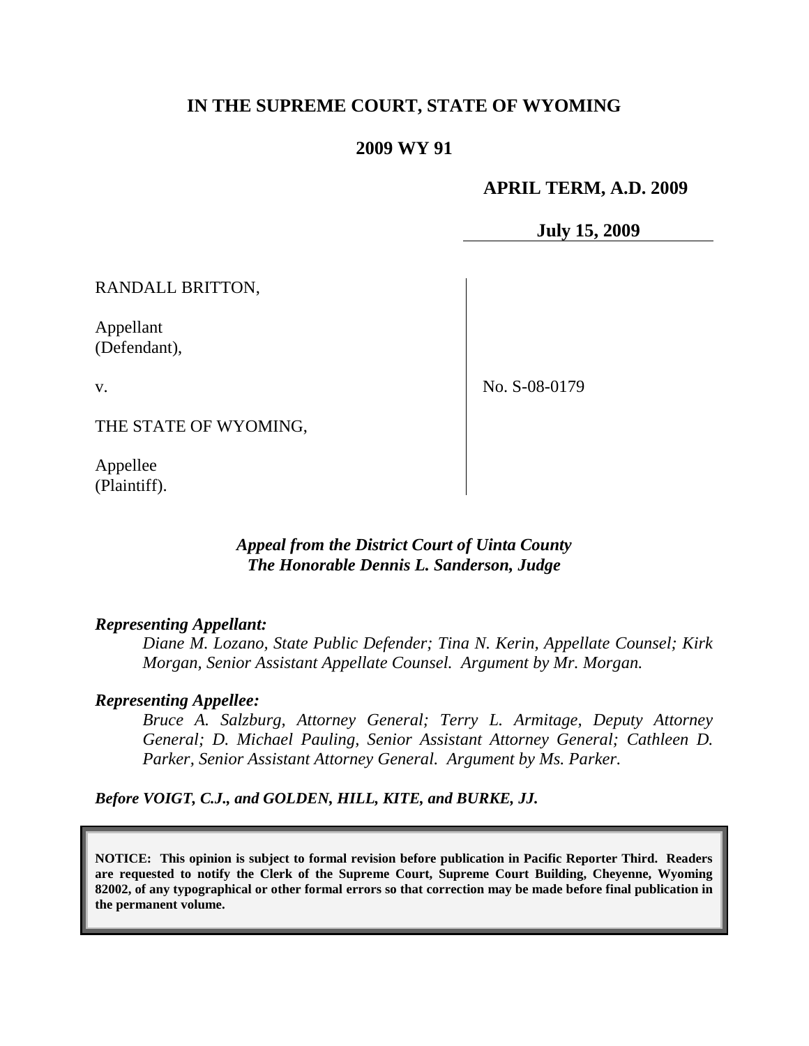**IN THE SUPREME COURT, STATE OF WYOMING**

**2009 WY 91**

**APRIL TERM, A.D. 2009**

**July 15, 2009**

RANDALL BRITTON,

Appellant
(Defendant),

v.

THE STATE OF WYOMING,

Appellee
(Plaintiff).

No. S-08-0179

***Appeal from the District Court of Uinta County***
***The Honorable Dennis L. Sanderson, Judge***

***Representing Appellant:***

*Diane M. Lozano, State Public Defender; Tina N. Kerin, Appellate Counsel; Kirk Morgan, Senior Assistant Appellate Counsel. Argument by Mr. Morgan.*

***Representing Appellee:***

*Bruce A. Salzburg, Attorney General; Terry L. Armitage, Deputy Attorney General; D. Michael Pauling, Senior Assistant Attorney General; Cathleen D. Parker, Senior Assistant Attorney General. Argument by Ms. Parker.*

***Before VOIGT, C.J., and GOLDEN, HILL, KITE, and BURKE, JJ.***

**NOTICE: This opinion is subject to formal revision before publication in Pacific Reporter Third. Readers are requested to notify the Clerk of the Supreme Court, Supreme Court Building, Cheyenne, Wyoming 82002, of any typographical or other formal errors so that correction may be made before final publication in the permanent volume.**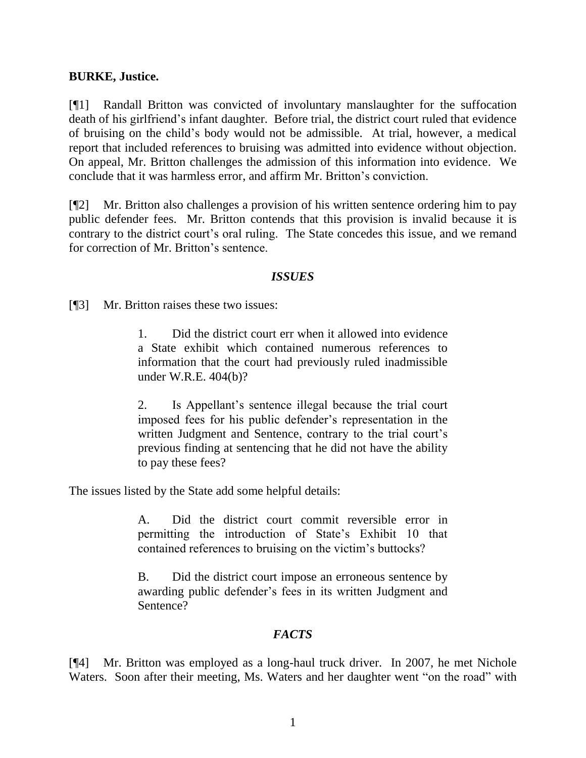**BURKE, Justice.**

[¶1] Randall Britton was convicted of involuntary manslaughter for the suffocation death of his girlfriend's infant daughter. Before trial, the district court ruled that evidence of bruising on the child's body would not be admissible. At trial, however, a medical report that included references to bruising was admitted into evidence without objection. On appeal, Mr. Britton challenges the admission of this information into evidence. We conclude that it was harmless error, and affirm Mr. Britton's conviction.

[¶2] Mr. Britton also challenges a provision of his written sentence ordering him to pay public defender fees. Mr. Britton contends that this provision is invalid because it is contrary to the district court's oral ruling. The State concedes this issue, and we remand for correction of Mr. Britton's sentence.

### *ISSUES*

[¶3] Mr. Britton raises these two issues:

> 1. Did the district court err when it allowed into evidence a State exhibit which contained numerous references to information that the court had previously ruled inadmissible under W.R.E. 404(b)?
>
> 2. Is Appellant's sentence illegal because the trial court imposed fees for his public defender's representation in the written Judgment and Sentence, contrary to the trial court's previous finding at sentencing that he did not have the ability to pay these fees?

The issues listed by the State add some helpful details:

> A. Did the district court commit reversible error in permitting the introduction of State's Exhibit 10 that contained references to bruising on the victim's buttocks?
>
> B. Did the district court impose an erroneous sentence by awarding public defender's fees in its written Judgment and Sentence?

### *FACTS*

[¶4] Mr. Britton was employed as a long-haul truck driver. In 2007, he met Nichole Waters. Soon after their meeting, Ms. Waters and her daughter went "on the road" with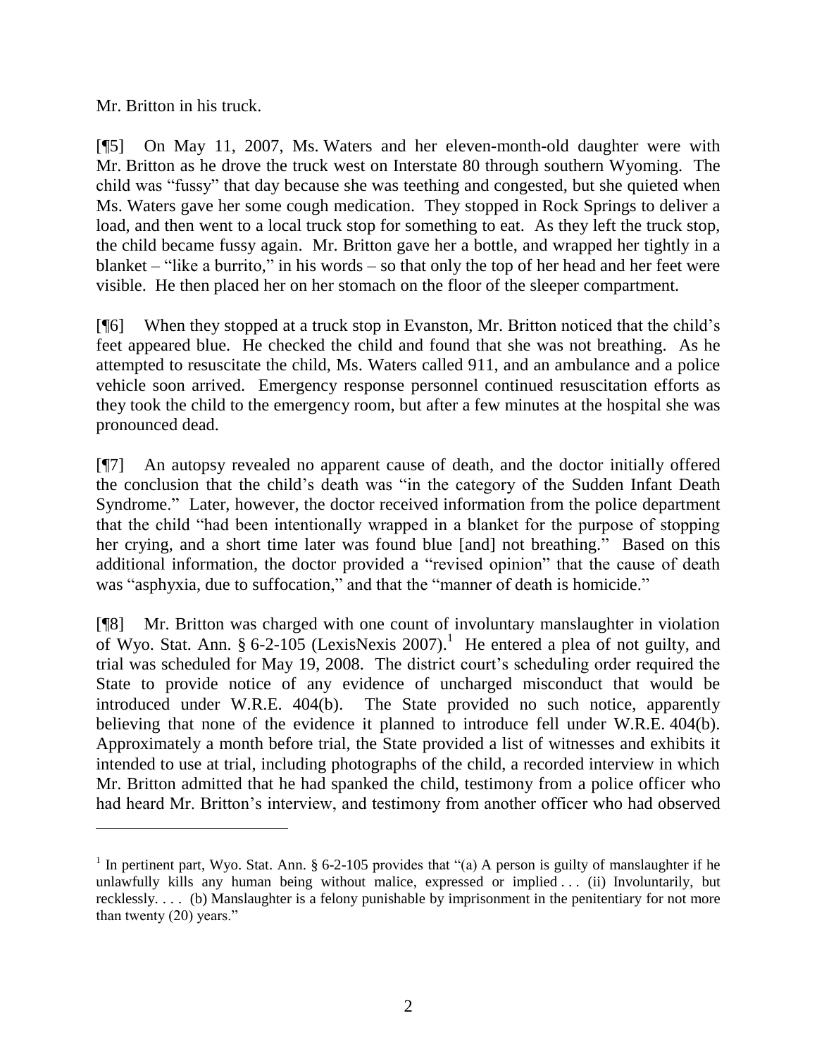Mr. Britton in his truck.

[¶5] On May 11, 2007, Ms. Waters and her eleven-month-old daughter were with Mr. Britton as he drove the truck west on Interstate 80 through southern Wyoming. The child was "fussy" that day because she was teething and congested, but she quieted when Ms. Waters gave her some cough medication. They stopped in Rock Springs to deliver a load, and then went to a local truck stop for something to eat. As they left the truck stop, the child became fussy again. Mr. Britton gave her a bottle, and wrapped her tightly in a blanket – "like a burrito," in his words – so that only the top of her head and her feet were visible. He then placed her on her stomach on the floor of the sleeper compartment.

[¶6] When they stopped at a truck stop in Evanston, Mr. Britton noticed that the child's feet appeared blue. He checked the child and found that she was not breathing. As he attempted to resuscitate the child, Ms. Waters called 911, and an ambulance and a police vehicle soon arrived. Emergency response personnel continued resuscitation efforts as they took the child to the emergency room, but after a few minutes at the hospital she was pronounced dead.

[¶7] An autopsy revealed no apparent cause of death, and the doctor initially offered the conclusion that the child's death was "in the category of the Sudden Infant Death Syndrome." Later, however, the doctor received information from the police department that the child "had been intentionally wrapped in a blanket for the purpose of stopping her crying, and a short time later was found blue [and] not breathing." Based on this additional information, the doctor provided a "revised opinion" that the cause of death was "asphyxia, due to suffocation," and that the "manner of death is homicide."

[¶8] Mr. Britton was charged with one count of involuntary manslaughter in violation of Wyo. Stat. Ann. § 6-2-105 (LexisNexis 2007).[1] He entered a plea of not guilty, and trial was scheduled for May 19, 2008. The district court's scheduling order required the State to provide notice of any evidence of uncharged misconduct that would be introduced under W.R.E. 404(b). The State provided no such notice, apparently believing that none of the evidence it planned to introduce fell under W.R.E. 404(b). Approximately a month before trial, the State provided a list of witnesses and exhibits it intended to use at trial, including photographs of the child, a recorded interview in which Mr. Britton admitted that he had spanked the child, testimony from a police officer who had heard Mr. Britton's interview, and testimony from another officer who had observed

---

[1] In pertinent part, Wyo. Stat. Ann. § 6-2-105 provides that "(a) A person is guilty of manslaughter if he unlawfully kills any human being without malice, expressed or implied . . . (ii) Involuntarily, but recklessly. . . . (b) Manslaughter is a felony punishable by imprisonment in the penitentiary for not more than twenty (20) years."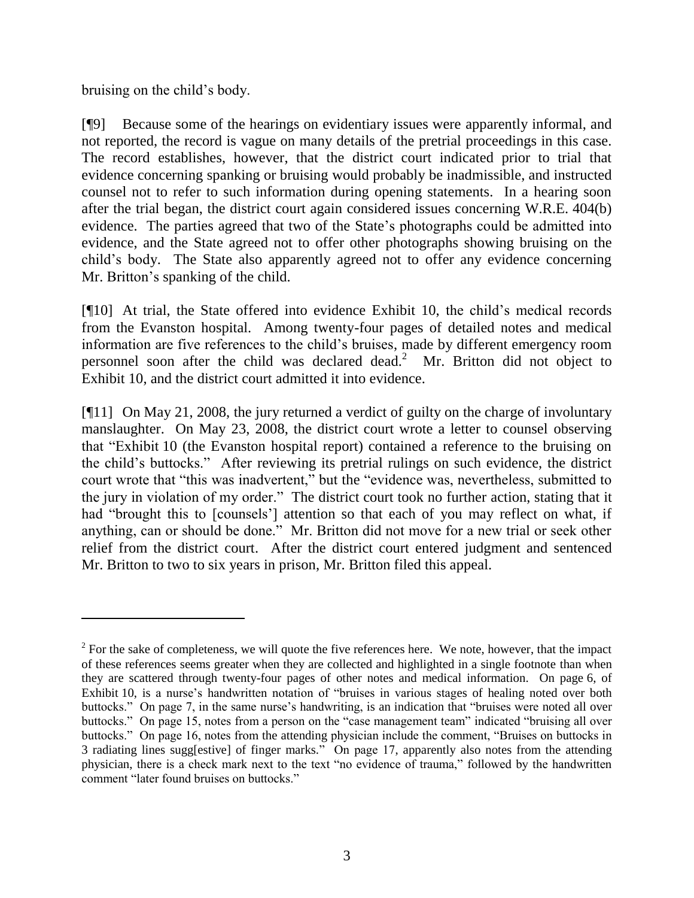bruising on the child's body.

[¶9] Because some of the hearings on evidentiary issues were apparently informal, and not reported, the record is vague on many details of the pretrial proceedings in this case. The record establishes, however, that the district court indicated prior to trial that evidence concerning spanking or bruising would probably be inadmissible, and instructed counsel not to refer to such information during opening statements. In a hearing soon after the trial began, the district court again considered issues concerning W.R.E. 404(b) evidence. The parties agreed that two of the State's photographs could be admitted into evidence, and the State agreed not to offer other photographs showing bruising on the child's body. The State also apparently agreed not to offer any evidence concerning Mr. Britton's spanking of the child.

[¶10] At trial, the State offered into evidence Exhibit 10, the child's medical records from the Evanston hospital. Among twenty-four pages of detailed notes and medical information are five references to the child's bruises, made by different emergency room personnel soon after the child was declared dead.[2] Mr. Britton did not object to Exhibit 10, and the district court admitted it into evidence.

[¶11] On May 21, 2008, the jury returned a verdict of guilty on the charge of involuntary manslaughter. On May 23, 2008, the district court wrote a letter to counsel observing that "Exhibit 10 (the Evanston hospital report) contained a reference to the bruising on the child's buttocks." After reviewing its pretrial rulings on such evidence, the district court wrote that "this was inadvertent," but the "evidence was, nevertheless, submitted to the jury in violation of my order." The district court took no further action, stating that it had "brought this to [counsels'] attention so that each of you may reflect on what, if anything, can or should be done." Mr. Britton did not move for a new trial or seek other relief from the district court. After the district court entered judgment and sentenced Mr. Britton to two to six years in prison, Mr. Britton filed this appeal.

---

[2] For the sake of completeness, we will quote the five references here. We note, however, that the impact of these references seems greater when they are collected and highlighted in a single footnote than when they are scattered through twenty-four pages of other notes and medical information. On page 6, of Exhibit 10, is a nurse's handwritten notation of "bruises in various stages of healing noted over both buttocks." On page 7, in the same nurse's handwriting, is an indication that "bruises were noted all over buttocks." On page 15, notes from a person on the "case management team" indicated "bruising all over buttocks." On page 16, notes from the attending physician include the comment, "Bruises on buttocks in 3 radiating lines sugg[estive] of finger marks." On page 17, apparently also notes from the attending physician, there is a check mark next to the text "no evidence of trauma," followed by the handwritten comment "later found bruises on buttocks."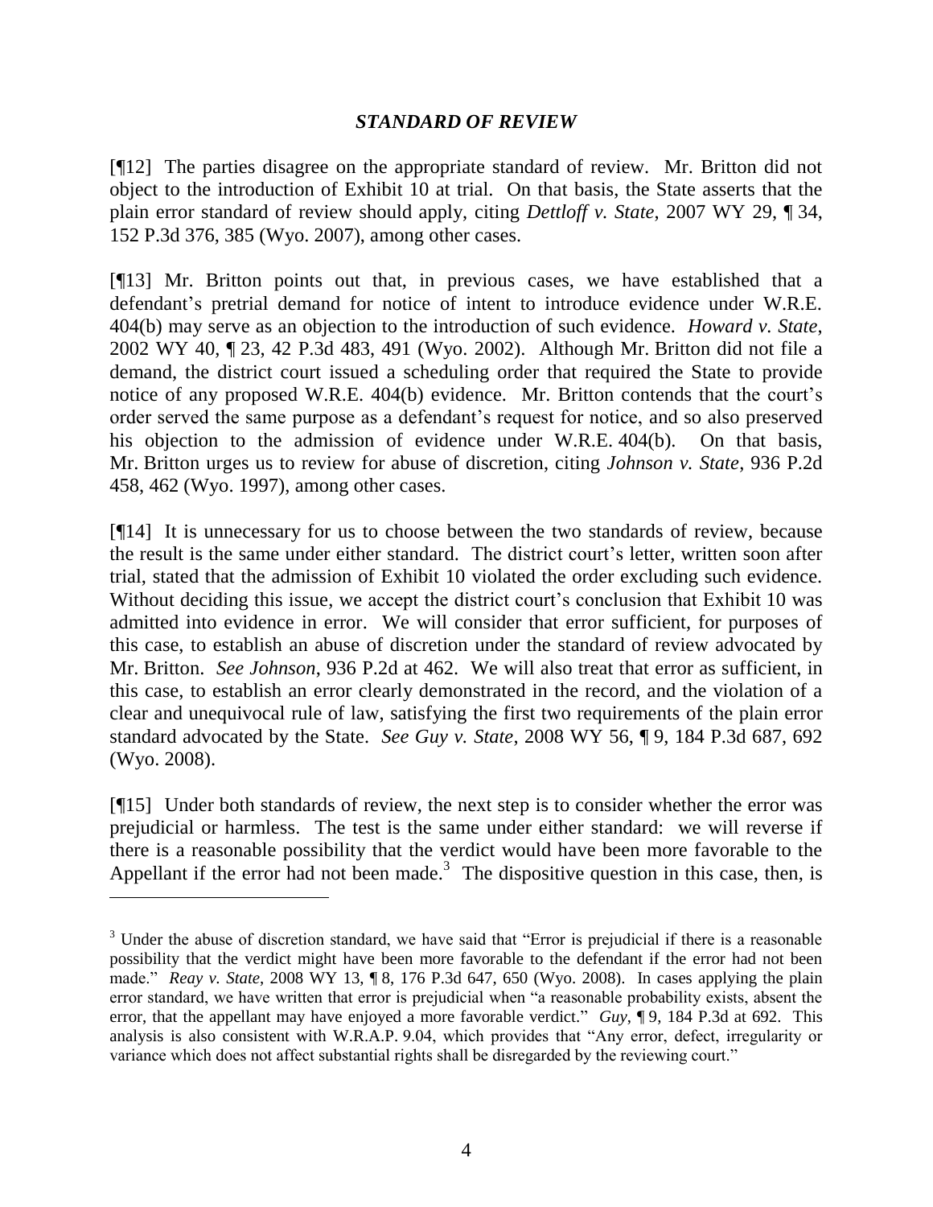## *STANDARD OF REVIEW*

[¶12] The parties disagree on the appropriate standard of review. Mr. Britton did not object to the introduction of Exhibit 10 at trial. On that basis, the State asserts that the plain error standard of review should apply, citing *Dettloff v. State*, 2007 WY 29, ¶ 34, 152 P.3d 376, 385 (Wyo. 2007), among other cases.

[¶13] Mr. Britton points out that, in previous cases, we have established that a defendant's pretrial demand for notice of intent to introduce evidence under W.R.E. 404(b) may serve as an objection to the introduction of such evidence. *Howard v. State*, 2002 WY 40, ¶ 23, 42 P.3d 483, 491 (Wyo. 2002). Although Mr. Britton did not file a demand, the district court issued a scheduling order that required the State to provide notice of any proposed W.R.E. 404(b) evidence. Mr. Britton contends that the court's order served the same purpose as a defendant's request for notice, and so also preserved his objection to the admission of evidence under W.R.E. 404(b). On that basis, Mr. Britton urges us to review for abuse of discretion, citing *Johnson v. State*, 936 P.2d 458, 462 (Wyo. 1997), among other cases.

[¶14] It is unnecessary for us to choose between the two standards of review, because the result is the same under either standard. The district court's letter, written soon after trial, stated that the admission of Exhibit 10 violated the order excluding such evidence. Without deciding this issue, we accept the district court's conclusion that Exhibit 10 was admitted into evidence in error. We will consider that error sufficient, for purposes of this case, to establish an abuse of discretion under the standard of review advocated by Mr. Britton. *See Johnson*, 936 P.2d at 462. We will also treat that error as sufficient, in this case, to establish an error clearly demonstrated in the record, and the violation of a clear and unequivocal rule of law, satisfying the first two requirements of the plain error standard advocated by the State. *See Guy v. State*, 2008 WY 56, ¶ 9, 184 P.3d 687, 692 (Wyo. 2008).

[¶15] Under both standards of review, the next step is to consider whether the error was prejudicial or harmless. The test is the same under either standard: we will reverse if there is a reasonable possibility that the verdict would have been more favorable to the Appellant if the error had not been made.[3] The dispositive question in this case, then, is

---

[3] Under the abuse of discretion standard, we have said that "Error is prejudicial if there is a reasonable possibility that the verdict might have been more favorable to the defendant if the error had not been made." *Reay v. State*, 2008 WY 13, ¶ 8, 176 P.3d 647, 650 (Wyo. 2008). In cases applying the plain error standard, we have written that error is prejudicial when "a reasonable probability exists, absent the error, that the appellant may have enjoyed a more favorable verdict." *Guy*, ¶ 9, 184 P.3d at 692. This analysis is also consistent with W.R.A.P. 9.04, which provides that "Any error, defect, irregularity or variance which does not affect substantial rights shall be disregarded by the reviewing court."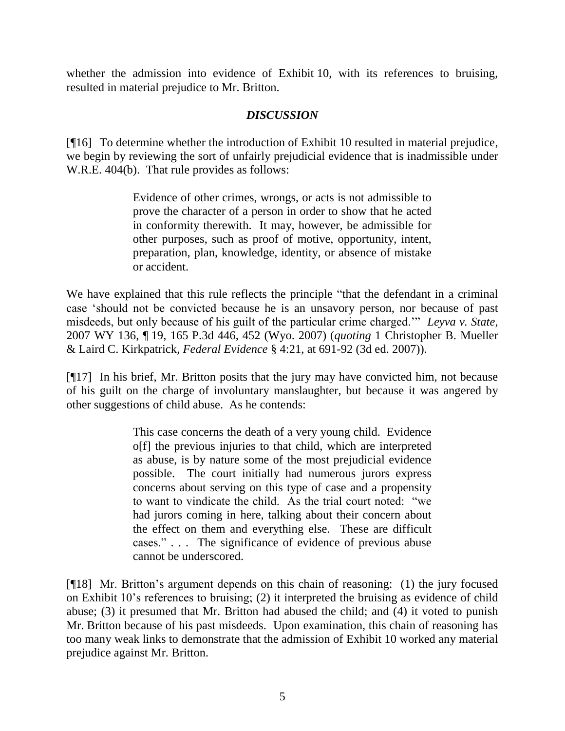whether the admission into evidence of Exhibit 10, with its references to bruising, resulted in material prejudice to Mr. Britton.

## *DISCUSSION*

[¶16] To determine whether the introduction of Exhibit 10 resulted in material prejudice, we begin by reviewing the sort of unfairly prejudicial evidence that is inadmissible under W.R.E. 404(b). That rule provides as follows:

> Evidence of other crimes, wrongs, or acts is not admissible to prove the character of a person in order to show that he acted in conformity therewith. It may, however, be admissible for other purposes, such as proof of motive, opportunity, intent, preparation, plan, knowledge, identity, or absence of mistake or accident.

We have explained that this rule reflects the principle "that the defendant in a criminal case 'should not be convicted because he is an unsavory person, nor because of past misdeeds, but only because of his guilt of the particular crime charged.'" *Leyva v. State*, 2007 WY 136, ¶ 19, 165 P.3d 446, 452 (Wyo. 2007) (*quoting* 1 Christopher B. Mueller & Laird C. Kirkpatrick, *Federal Evidence* § 4:21, at 691-92 (3d ed. 2007)).

[¶17] In his brief, Mr. Britton posits that the jury may have convicted him, not because of his guilt on the charge of involuntary manslaughter, but because it was angered by other suggestions of child abuse. As he contends:

> This case concerns the death of a very young child. Evidence o[f] the previous injuries to that child, which are interpreted as abuse, is by nature some of the most prejudicial evidence possible. The court initially had numerous jurors express concerns about serving on this type of case and a propensity to want to vindicate the child. As the trial court noted: "we had jurors coming in here, talking about their concern about the effect on them and everything else. These are difficult cases." . . . The significance of evidence of previous abuse cannot be underscored.

[¶18] Mr. Britton's argument depends on this chain of reasoning: (1) the jury focused on Exhibit 10's references to bruising; (2) it interpreted the bruising as evidence of child abuse; (3) it presumed that Mr. Britton had abused the child; and (4) it voted to punish Mr. Britton because of his past misdeeds. Upon examination, this chain of reasoning has too many weak links to demonstrate that the admission of Exhibit 10 worked any material prejudice against Mr. Britton.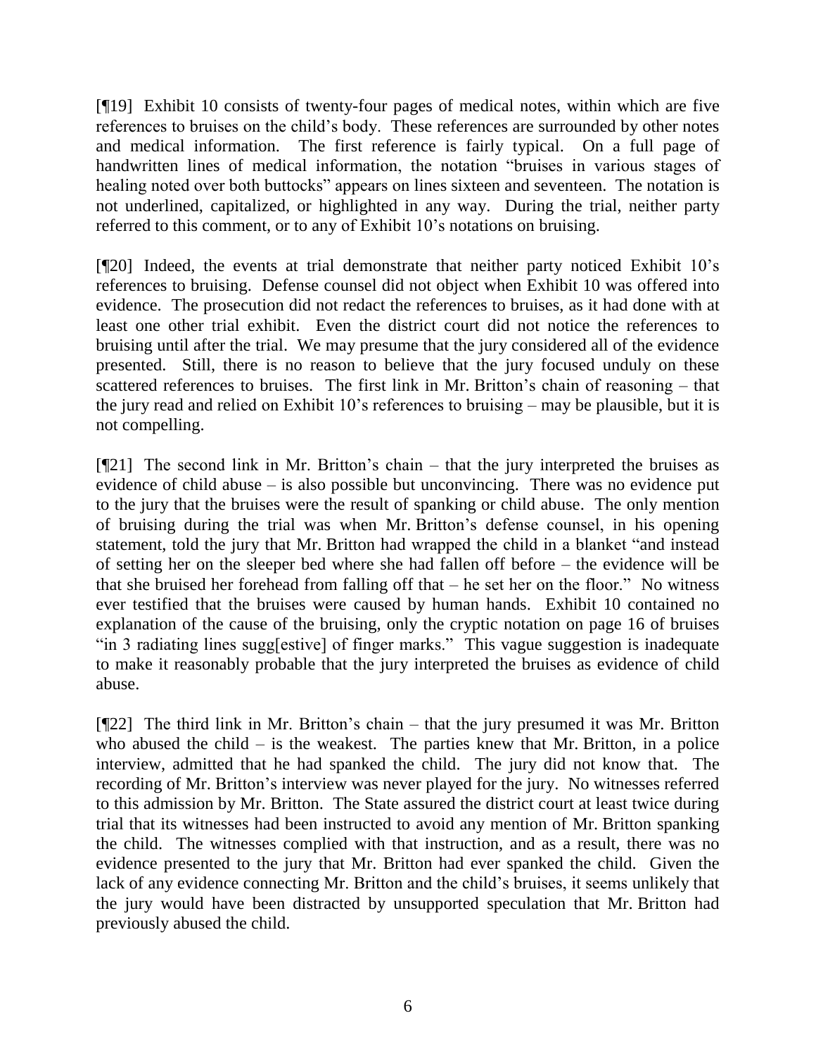[¶19] Exhibit 10 consists of twenty-four pages of medical notes, within which are five references to bruises on the child's body. These references are surrounded by other notes and medical information. The first reference is fairly typical. On a full page of handwritten lines of medical information, the notation "bruises in various stages of healing noted over both buttocks" appears on lines sixteen and seventeen. The notation is not underlined, capitalized, or highlighted in any way. During the trial, neither party referred to this comment, or to any of Exhibit 10's notations on bruising.

[¶20] Indeed, the events at trial demonstrate that neither party noticed Exhibit 10's references to bruising. Defense counsel did not object when Exhibit 10 was offered into evidence. The prosecution did not redact the references to bruises, as it had done with at least one other trial exhibit. Even the district court did not notice the references to bruising until after the trial. We may presume that the jury considered all of the evidence presented. Still, there is no reason to believe that the jury focused unduly on these scattered references to bruises. The first link in Mr. Britton's chain of reasoning – that the jury read and relied on Exhibit 10's references to bruising – may be plausible, but it is not compelling.

[¶21] The second link in Mr. Britton's chain – that the jury interpreted the bruises as evidence of child abuse – is also possible but unconvincing. There was no evidence put to the jury that the bruises were the result of spanking or child abuse. The only mention of bruising during the trial was when Mr. Britton's defense counsel, in his opening statement, told the jury that Mr. Britton had wrapped the child in a blanket "and instead of setting her on the sleeper bed where she had fallen off before – the evidence will be that she bruised her forehead from falling off that – he set her on the floor." No witness ever testified that the bruises were caused by human hands. Exhibit 10 contained no explanation of the cause of the bruising, only the cryptic notation on page 16 of bruises "in 3 radiating lines sugg[estive] of finger marks." This vague suggestion is inadequate to make it reasonably probable that the jury interpreted the bruises as evidence of child abuse.

[¶22] The third link in Mr. Britton's chain – that the jury presumed it was Mr. Britton who abused the child – is the weakest. The parties knew that Mr. Britton, in a police interview, admitted that he had spanked the child. The jury did not know that. The recording of Mr. Britton's interview was never played for the jury. No witnesses referred to this admission by Mr. Britton. The State assured the district court at least twice during trial that its witnesses had been instructed to avoid any mention of Mr. Britton spanking the child. The witnesses complied with that instruction, and as a result, there was no evidence presented to the jury that Mr. Britton had ever spanked the child. Given the lack of any evidence connecting Mr. Britton and the child's bruises, it seems unlikely that the jury would have been distracted by unsupported speculation that Mr. Britton had previously abused the child.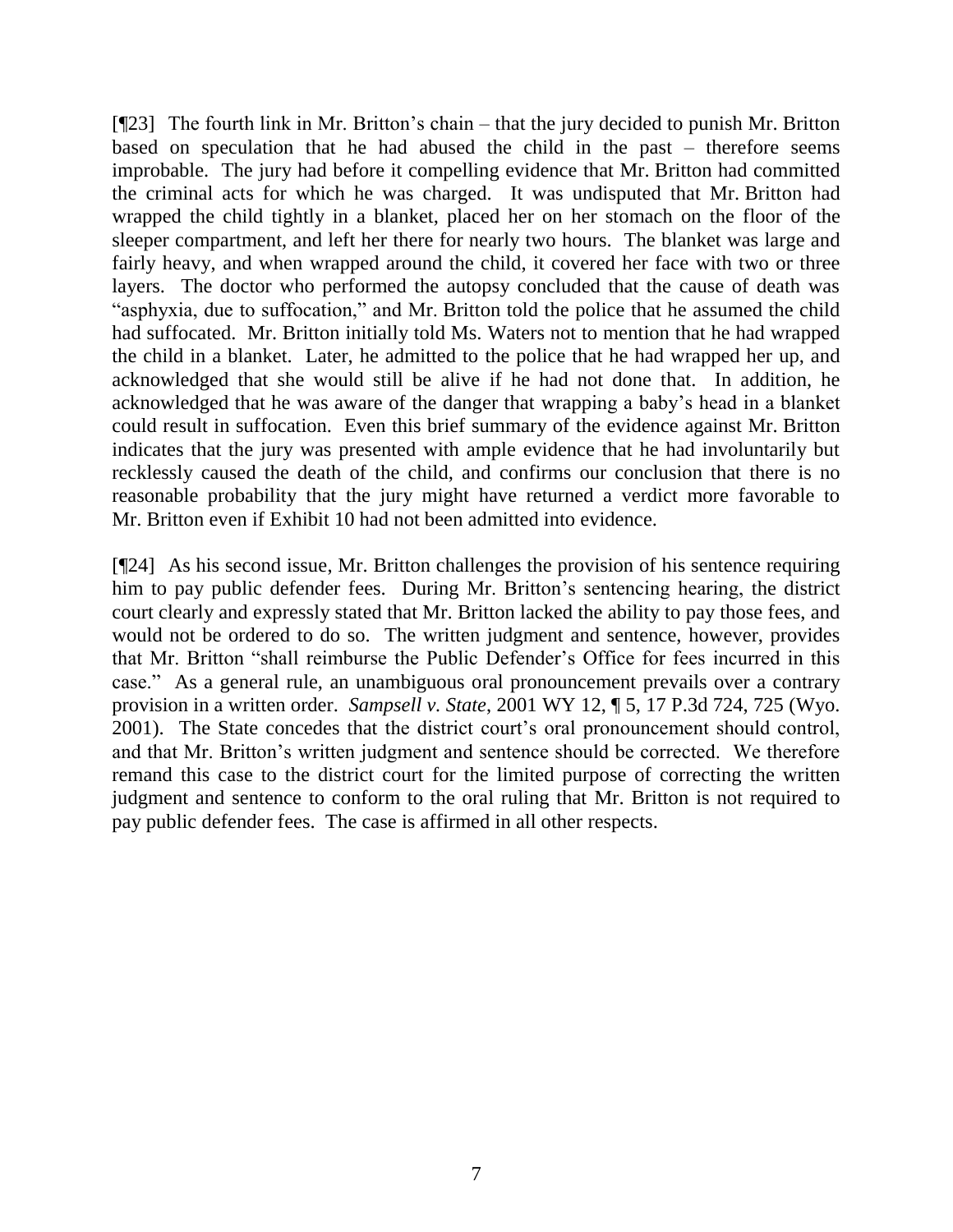[¶23] The fourth link in Mr. Britton's chain – that the jury decided to punish Mr. Britton based on speculation that he had abused the child in the past – therefore seems improbable. The jury had before it compelling evidence that Mr. Britton had committed the criminal acts for which he was charged. It was undisputed that Mr. Britton had wrapped the child tightly in a blanket, placed her on her stomach on the floor of the sleeper compartment, and left her there for nearly two hours. The blanket was large and fairly heavy, and when wrapped around the child, it covered her face with two or three layers. The doctor who performed the autopsy concluded that the cause of death was "asphyxia, due to suffocation," and Mr. Britton told the police that he assumed the child had suffocated. Mr. Britton initially told Ms. Waters not to mention that he had wrapped the child in a blanket. Later, he admitted to the police that he had wrapped her up, and acknowledged that she would still be alive if he had not done that. In addition, he acknowledged that he was aware of the danger that wrapping a baby's head in a blanket could result in suffocation. Even this brief summary of the evidence against Mr. Britton indicates that the jury was presented with ample evidence that he had involuntarily but recklessly caused the death of the child, and confirms our conclusion that there is no reasonable probability that the jury might have returned a verdict more favorable to Mr. Britton even if Exhibit 10 had not been admitted into evidence.

[¶24] As his second issue, Mr. Britton challenges the provision of his sentence requiring him to pay public defender fees. During Mr. Britton's sentencing hearing, the district court clearly and expressly stated that Mr. Britton lacked the ability to pay those fees, and would not be ordered to do so. The written judgment and sentence, however, provides that Mr. Britton "shall reimburse the Public Defender's Office for fees incurred in this case." As a general rule, an unambiguous oral pronouncement prevails over a contrary provision in a written order. *Sampsell v. State*, 2001 WY 12, ¶ 5, 17 P.3d 724, 725 (Wyo. 2001). The State concedes that the district court's oral pronouncement should control, and that Mr. Britton's written judgment and sentence should be corrected. We therefore remand this case to the district court for the limited purpose of correcting the written judgment and sentence to conform to the oral ruling that Mr. Britton is not required to pay public defender fees. The case is affirmed in all other respects.